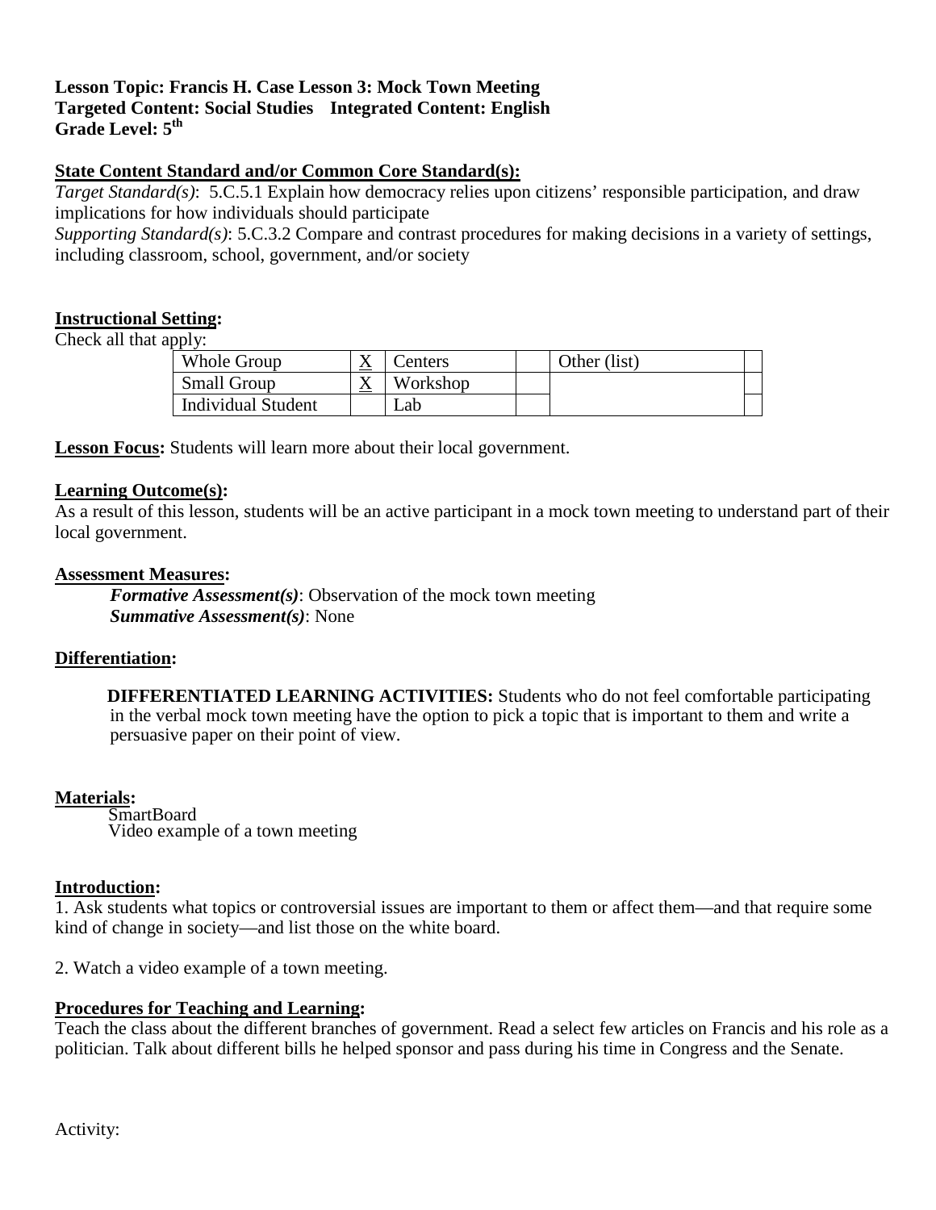**Lesson Topic: Francis H. Case Lesson 3: Mock Town Meeting**
**Targeted Content: Social Studies Integrated Content: English**
**Grade Level: 5th**

**State Content Standard and/or Common Core Standard(s):**

*Target Standard(s)*: 5.C.5.1 Explain how democracy relies upon citizens' responsible participation, and draw implications for how individuals should participate

*Supporting Standard(s)*: 5.C.3.2 Compare and contrast procedures for making decisions in a variety of settings, including classroom, school, government, and/or society

**Instructional Setting:**

Check all that apply:

| Whole Group | X | Centers | | Other (list) | |
|---|---|---|---|---|---|
| Small Group | X | Workshop | | | |
| Individual Student | | Lab | | | |

**Lesson Focus:** Students will learn more about their local government.

**Learning Outcome(s):**

As a result of this lesson, students will be an active participant in a mock town meeting to understand part of their local government.

**Assessment Measures:**

***Formative Assessment(s)***: Observation of the mock town meeting

***Summative Assessment(s)***: None

**Differentiation:**

**DIFFERENTIATED LEARNING ACTIVITIES:** Students who do not feel comfortable participating in the verbal mock town meeting have the option to pick a topic that is important to them and write a persuasive paper on their point of view.

**Materials:**

SmartBoard
Video example of a town meeting

**Introduction:**

1. Ask students what topics or controversial issues are important to them or affect them—and that require some kind of change in society—and list those on the white board.

2. Watch a video example of a town meeting.

**Procedures for Teaching and Learning:**

Teach the class about the different branches of government. Read a select few articles on Francis and his role as a politician. Talk about different bills he helped sponsor and pass during his time in Congress and the Senate.

Activity: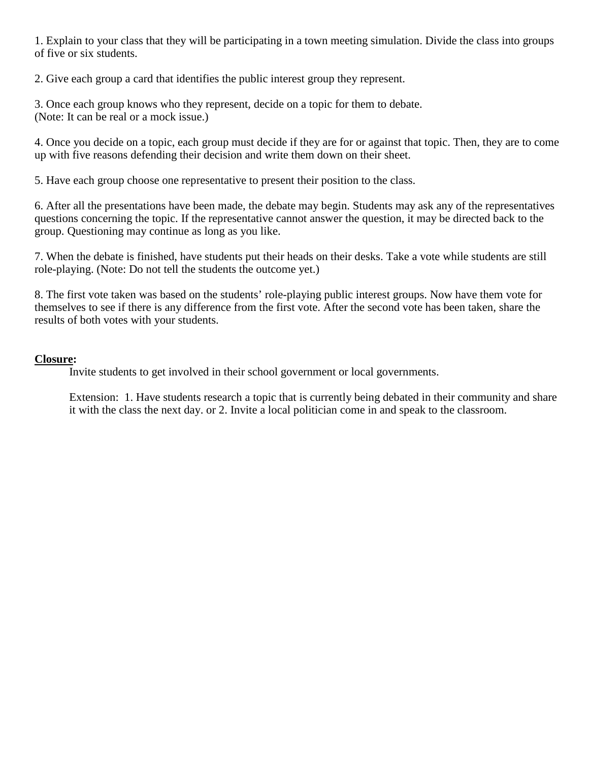1. Explain to your class that they will be participating in a town meeting simulation. Divide the class into groups of five or six students.

2. Give each group a card that identifies the public interest group they represent.

3. Once each group knows who they represent, decide on a topic for them to debate.
(Note: It can be real or a mock issue.)

4. Once you decide on a topic, each group must decide if they are for or against that topic. Then, they are to come up with five reasons defending their decision and write them down on their sheet.

5. Have each group choose one representative to present their position to the class.

6. After all the presentations have been made, the debate may begin. Students may ask any of the representatives questions concerning the topic. If the representative cannot answer the question, it may be directed back to the group. Questioning may continue as long as you like.

7. When the debate is finished, have students put their heads on their desks. Take a vote while students are still role-playing. (Note: Do not tell the students the outcome yet.)

8. The first vote taken was based on the students' role-playing public interest groups. Now have them vote for themselves to see if there is any difference from the first vote. After the second vote has been taken, share the results of both votes with your students.

**Closure:**

Invite students to get involved in their school government or local governments.

Extension: 1. Have students research a topic that is currently being debated in their community and share it with the class the next day. or 2. Invite a local politician come in and speak to the classroom.